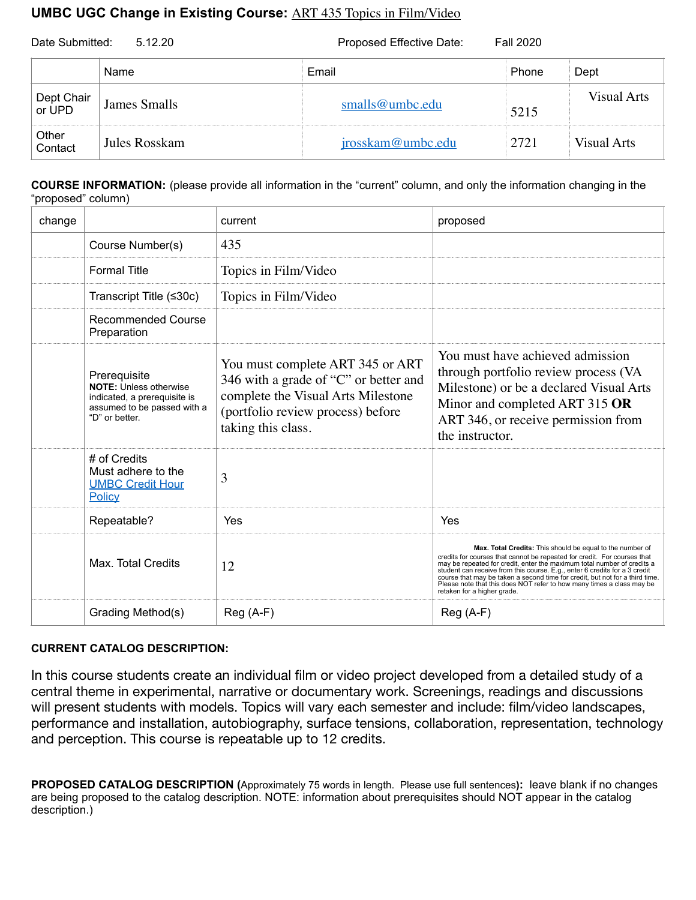## UMBC UGC Change in Existing Course: ART 435 Topics in Film/Video

Date Submitted: 5.12.20 Proposed Effective Date: Fall 2020

| | Name | Email | Phone | Dept |
|---|---|---|---|---|
| Dept Chair or UPD | James Smalls | smalls@umbc.edu | 5215 | Visual Arts |
| Other Contact | Jules Rosskam | jrosskam@umbc.edu | 2721 | Visual Arts |

**COURSE INFORMATION:** (please provide all information in the "current" column, and only the information changing in the "proposed" column)

| change | | current | proposed |
|---|---|---|---|
| | Course Number(s) | 435 | |
| | Formal Title | Topics in Film/Video | |
| | Transcript Title (≤30c) | Topics in Film/Video | |
| | Recommended Course Preparation | | |
| | Prerequisite **NOTE:** Unless otherwise indicated, a prerequisite is assumed to be passed with a "D" or better. | You must complete ART 345 or ART 346 with a grade of "C" or better and complete the Visual Arts Milestone (portfolio review process) before taking this class. | You must have achieved admission through portfolio review process (VA Milestone) or be a declared Visual Arts Minor and completed ART 315 **OR** ART 346, or receive permission from the instructor. |
| | # of Credits Must adhere to the UMBC Credit Hour Policy | 3 | |
| | Repeatable? | Yes | Yes |
| | Max. Total Credits | 12 | **Max. Total Credits:** This should be equal to the number of credits for courses that cannot be repeated for credit. For courses that may be repeated for credit, enter the maximum total number of credits a student can receive from this course. E.g., enter 6 credits for a 3 credit course that may be taken a second time for credit, but not for a third time. Please note that this does NOT refer to how many times a class may be retaken for a higher grade. |
| | Grading Method(s) | Reg (A-F) | Reg (A-F) |

**CURRENT CATALOG DESCRIPTION:**

In this course students create an individual film or video project developed from a detailed study of a central theme in experimental, narrative or documentary work. Screenings, readings and discussions will present students with models. Topics will vary each semester and include: film/video landscapes, performance and installation, autobiography, surface tensions, collaboration, representation, technology and perception. This course is repeatable up to 12 credits.

**PROPOSED CATALOG DESCRIPTION (**Approximately 75 words in length. Please use full sentences**):** leave blank if no changes are being proposed to the catalog description. NOTE: information about prerequisites should NOT appear in the catalog description.)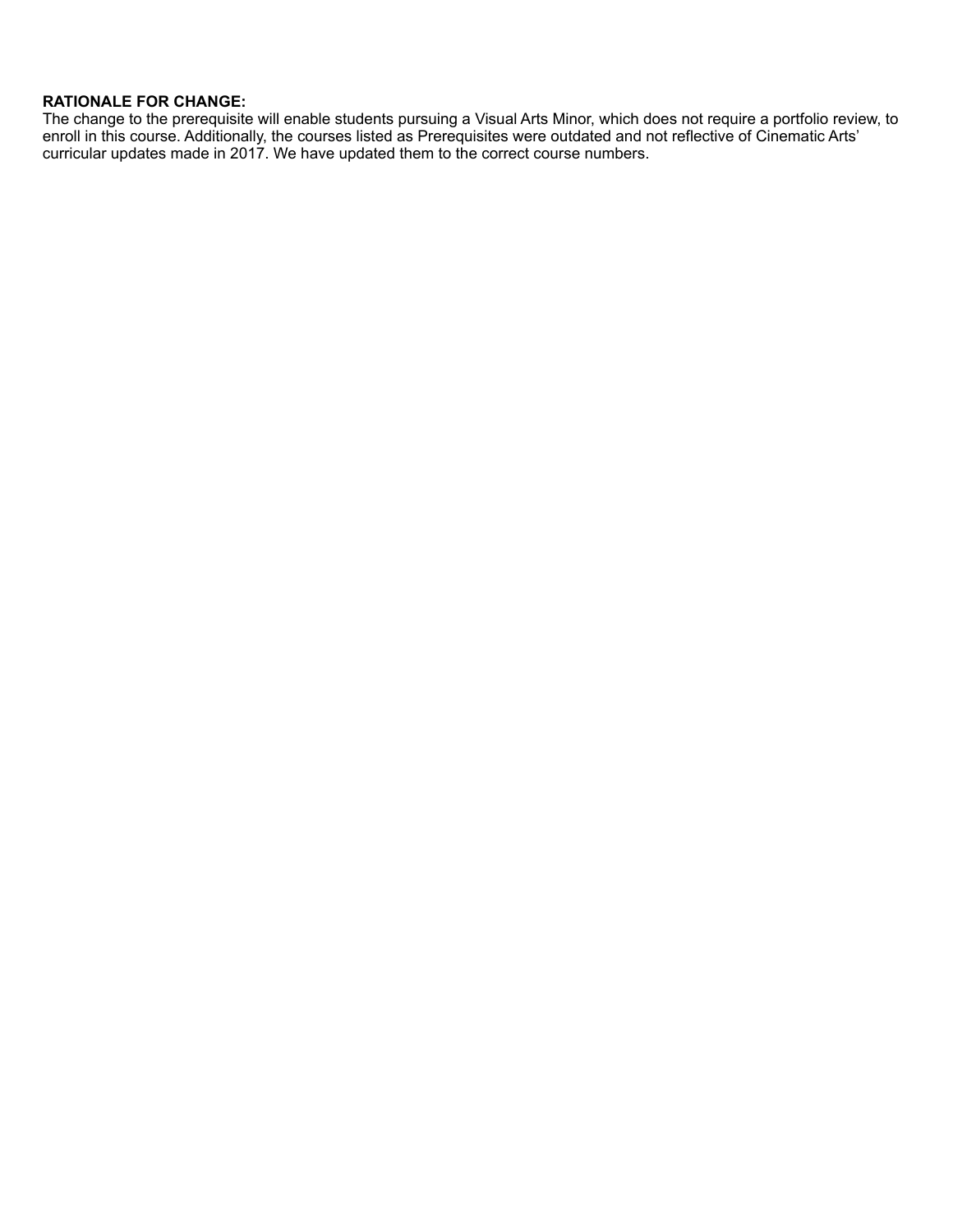**RATIONALE FOR CHANGE:**
The change to the prerequisite will enable students pursuing a Visual Arts Minor, which does not require a portfolio review, to enroll in this course. Additionally, the courses listed as Prerequisites were outdated and not reflective of Cinematic Arts' curricular updates made in 2017. We have updated them to the correct course numbers.